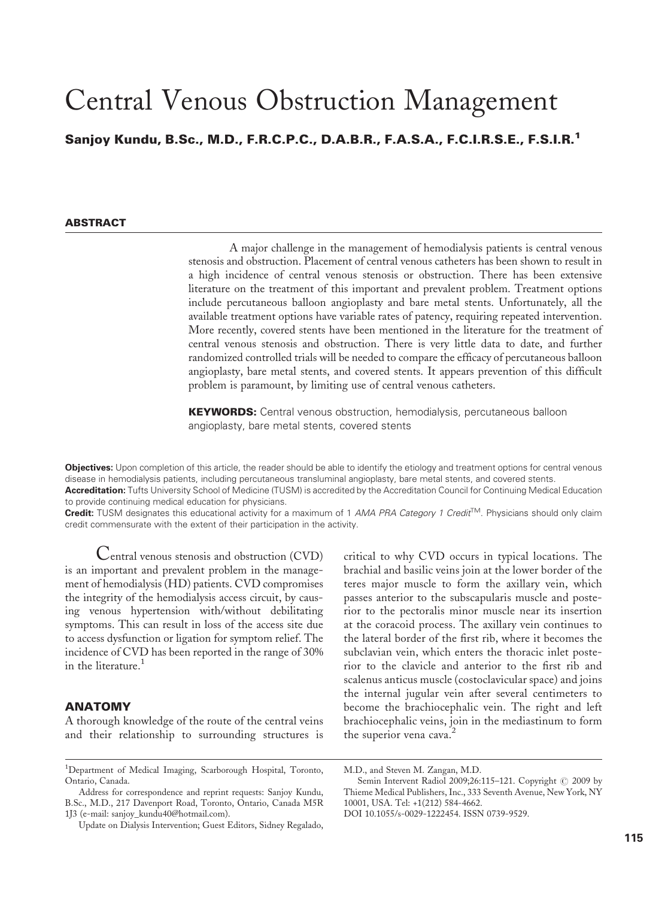# Central Venous Obstruction Management

**Sanjoy Kundu, B.Sc., M.D., F.R.C.P.C., D.A.B.R., F.A.S.A., F.C.I.R.S.E., F.S.I.R.[1]**

## ABSTRACT

A major challenge in the management of hemodialysis patients is central venous stenosis and obstruction. Placement of central venous catheters has been shown to result in a high incidence of central venous stenosis or obstruction. There has been extensive literature on the treatment of this important and prevalent problem. Treatment options include percutaneous balloon angioplasty and bare metal stents. Unfortunately, all the available treatment options have variable rates of patency, requiring repeated intervention. More recently, covered stents have been mentioned in the literature for the treatment of central venous stenosis and obstruction. There is very little data to date, and further randomized controlled trials will be needed to compare the efficacy of percutaneous balloon angioplasty, bare metal stents, and covered stents. It appears prevention of this difficult problem is paramount, by limiting use of central venous catheters.

**KEYWORDS:** Central venous obstruction, hemodialysis, percutaneous balloon angioplasty, bare metal stents, covered stents

**Objectives:** Upon completion of this article, the reader should be able to identify the etiology and treatment options for central venous disease in hemodialysis patients, including percutaneous transluminal angioplasty, bare metal stents, and covered stents.

**Accreditation:** Tufts University School of Medicine (TUSM) is accredited by the Accreditation Council for Continuing Medical Education to provide continuing medical education for physicians.

**Credit:** TUSM designates this educational activity for a maximum of 1 *AMA PRA Category 1 Credit*™. Physicians should only claim credit commensurate with the extent of their participation in the activity.

Central venous stenosis and obstruction (CVD) is an important and prevalent problem in the management of hemodialysis (HD) patients. CVD compromises the integrity of the hemodialysis access circuit, by causing venous hypertension with/without debilitating symptoms. This can result in loss of the access site due to access dysfunction or ligation for symptom relief. The incidence of CVD has been reported in the range of 30% in the literature.[1]

## ANATOMY

A thorough knowledge of the route of the central veins and their relationship to surrounding structures is critical to why CVD occurs in typical locations. The brachial and basilic veins join at the lower border of the teres major muscle to form the axillary vein, which passes anterior to the subscapularis muscle and posterior to the pectoralis minor muscle near its insertion at the coracoid process. The axillary vein continues to the lateral border of the first rib, where it becomes the subclavian vein, which enters the thoracic inlet posterior to the clavicle and anterior to the first rib and scalenus anticus muscle (costoclavicular space) and joins the internal jugular vein after several centimeters to become the brachiocephalic vein. The right and left brachiocephalic veins, join in the mediastinum to form the superior vena cava.[2]

---

[1]Department of Medical Imaging, Scarborough Hospital, Toronto, Ontario, Canada.

Address for correspondence and reprint requests: Sanjoy Kundu, B.Sc., M.D., 217 Davenport Road, Toronto, Ontario, Canada M5R 1J3 (e-mail: sanjoy_kundu40@hotmail.com).

Update on Dialysis Intervention; Guest Editors, Sidney Regalado, M.D., and Steven M. Zangan, M.D.

Semin Intervent Radiol 2009;26:115–121. Copyright © 2009 by Thieme Medical Publishers, Inc., 333 Seventh Avenue, New York, NY 10001, USA. Tel: +1(212) 584-4662.

DOI 10.1055/s-0029-1222454. ISSN 0739-9529.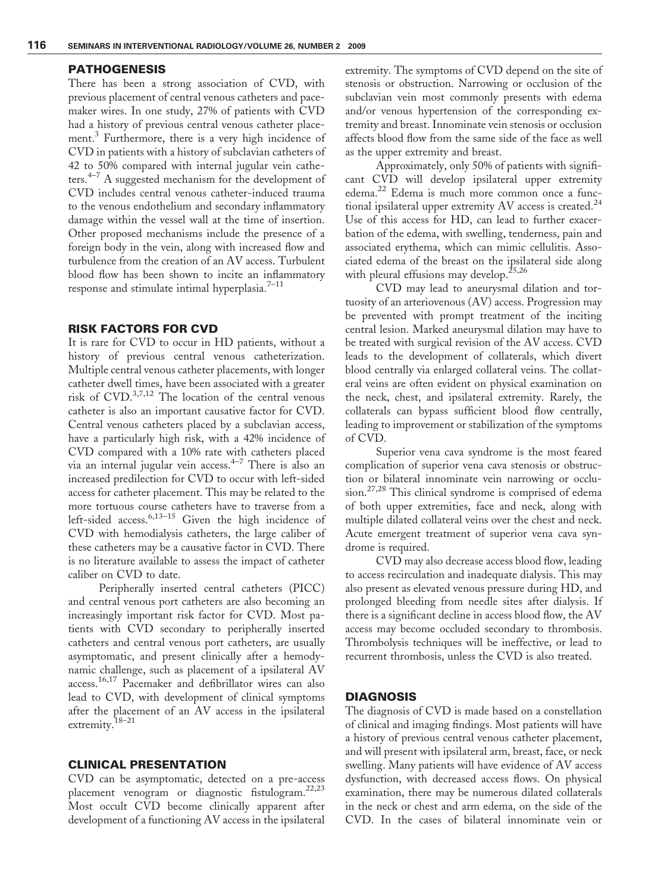## PATHOGENESIS

There has been a strong association of CVD, with previous placement of central venous catheters and pacemaker wires. In one study, 27% of patients with CVD had a history of previous central venous catheter placement.[3] Furthermore, there is a very high incidence of CVD in patients with a history of subclavian catheters of 42 to 50% compared with internal jugular vein catheters.[4–7] A suggested mechanism for the development of CVD includes central venous catheter-induced trauma to the venous endothelium and secondary inflammatory damage within the vessel wall at the time of insertion. Other proposed mechanisms include the presence of a foreign body in the vein, along with increased flow and turbulence from the creation of an AV access. Turbulent blood flow has been shown to incite an inflammatory response and stimulate intimal hyperplasia.[7–11]

## RISK FACTORS FOR CVD

It is rare for CVD to occur in HD patients, without a history of previous central venous catheterization. Multiple central venous catheter placements, with longer catheter dwell times, have been associated with a greater risk of CVD.[3,7,12] The location of the central venous catheter is also an important causative factor for CVD. Central venous catheters placed by a subclavian access, have a particularly high risk, with a 42% incidence of CVD compared with a 10% rate with catheters placed via an internal jugular vein access.[4–7] There is also an increased predilection for CVD to occur with left-sided access for catheter placement. This may be related to the more tortuous course catheters have to traverse from a left-sided access.[6,13–15] Given the high incidence of CVD with hemodialysis catheters, the large caliber of these catheters may be a causative factor in CVD. There is no literature available to assess the impact of catheter caliber on CVD to date.

Peripherally inserted central catheters (PICC) and central venous port catheters are also becoming an increasingly important risk factor for CVD. Most patients with CVD secondary to peripherally inserted catheters and central venous port catheters, are usually asymptomatic, and present clinically after a hemodynamic challenge, such as placement of a ipsilateral AV access.[16,17] Pacemaker and defibrillator wires can also lead to CVD, with development of clinical symptoms after the placement of an AV access in the ipsilateral extremity.[18–21]

## CLINICAL PRESENTATION

CVD can be asymptomatic, detected on a pre-access placement venogram or diagnostic fistulogram.[22,23] Most occult CVD become clinically apparent after development of a functioning AV access in the ipsilateral extremity. The symptoms of CVD depend on the site of stenosis or obstruction. Narrowing or occlusion of the subclavian vein most commonly presents with edema and/or venous hypertension of the corresponding extremity and breast. Innominate vein stenosis or occlusion affects blood flow from the same side of the face as well as the upper extremity and breast.

Approximately, only 50% of patients with significant CVD will develop ipsilateral upper extremity edema.[22] Edema is much more common once a functional ipsilateral upper extremity AV access is created.[24] Use of this access for HD, can lead to further exacerbation of the edema, with swelling, tenderness, pain and associated erythema, which can mimic cellulitis. Associated edema of the breast on the ipsilateral side along with pleural effusions may develop.[25,26]

CVD may lead to aneurysmal dilation and tortuosity of an arteriovenous (AV) access. Progression may be prevented with prompt treatment of the inciting central lesion. Marked aneurysmal dilation may have to be treated with surgical revision of the AV access. CVD leads to the development of collaterals, which divert blood centrally via enlarged collateral veins. The collateral veins are often evident on physical examination on the neck, chest, and ipsilateral extremity. Rarely, the collaterals can bypass sufficient blood flow centrally, leading to improvement or stabilization of the symptoms of CVD.

Superior vena cava syndrome is the most feared complication of superior vena cava stenosis or obstruction or bilateral innominate vein narrowing or occlusion.[27,28] This clinical syndrome is comprised of edema of both upper extremities, face and neck, along with multiple dilated collateral veins over the chest and neck. Acute emergent treatment of superior vena cava syndrome is required.

CVD may also decrease access blood flow, leading to access recirculation and inadequate dialysis. This may also present as elevated venous pressure during HD, and prolonged bleeding from needle sites after dialysis. If there is a significant decline in access blood flow, the AV access may become occluded secondary to thrombosis. Thrombolysis techniques will be ineffective, or lead to recurrent thrombosis, unless the CVD is also treated.

## DIAGNOSIS

The diagnosis of CVD is made based on a constellation of clinical and imaging findings. Most patients will have a history of previous central venous catheter placement, and will present with ipsilateral arm, breast, face, or neck swelling. Many patients will have evidence of AV access dysfunction, with decreased access flows. On physical examination, there may be numerous dilated collaterals in the neck or chest and arm edema, on the side of the CVD. In the cases of bilateral innominate vein or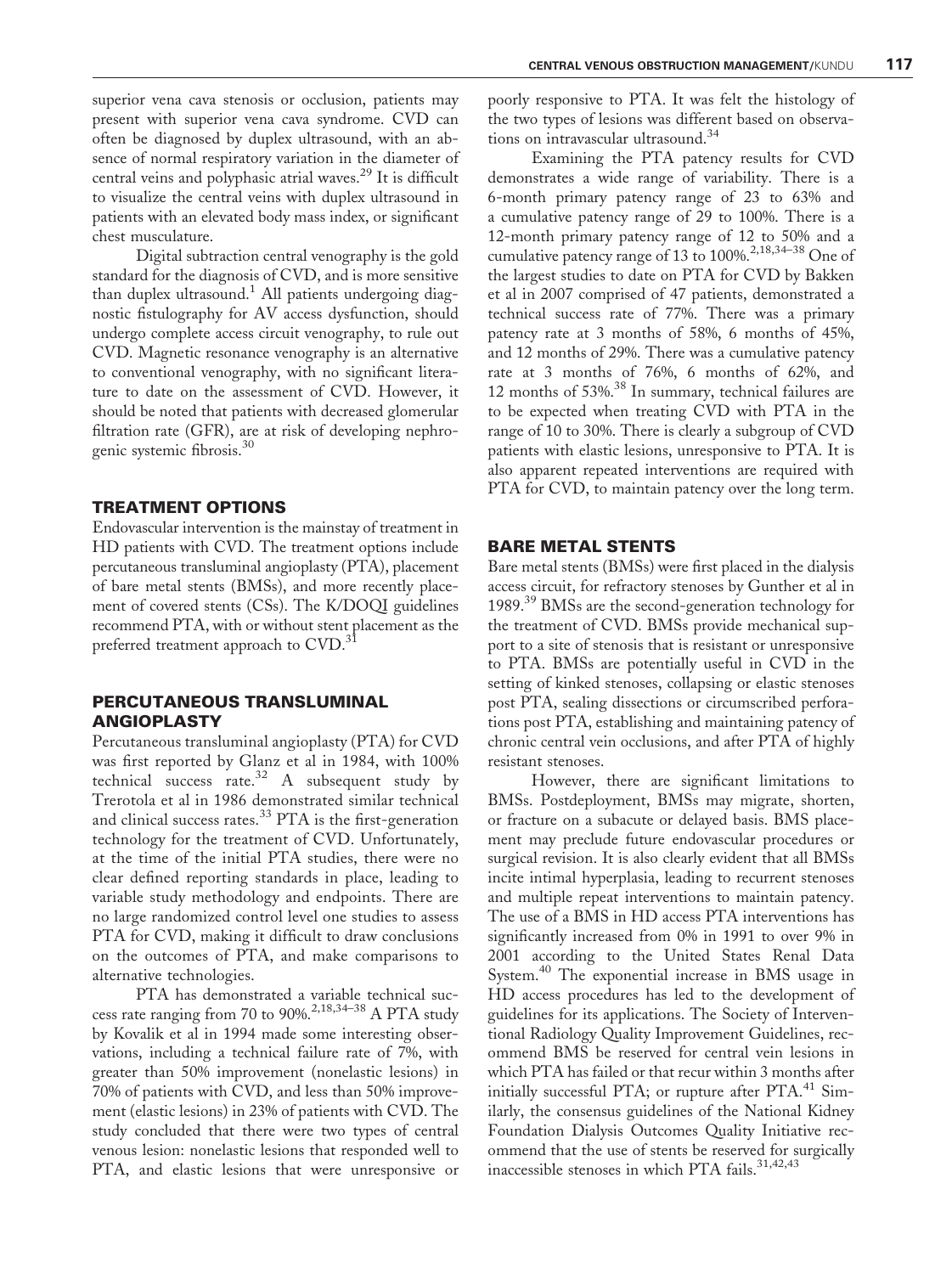superior vena cava stenosis or occlusion, patients may present with superior vena cava syndrome. CVD can often be diagnosed by duplex ultrasound, with an absence of normal respiratory variation in the diameter of central veins and polyphasic atrial waves.[29] It is difficult to visualize the central veins with duplex ultrasound in patients with an elevated body mass index, or significant chest musculature.

Digital subtraction central venography is the gold standard for the diagnosis of CVD, and is more sensitive than duplex ultrasound.[1] All patients undergoing diagnostic fistulography for AV access dysfunction, should undergo complete access circuit venography, to rule out CVD. Magnetic resonance venography is an alternative to conventional venography, with no significant literature to date on the assessment of CVD. However, it should be noted that patients with decreased glomerular filtration rate (GFR), are at risk of developing nephrogenic systemic fibrosis.[30]

## TREATMENT OPTIONS

Endovascular intervention is the mainstay of treatment in HD patients with CVD. The treatment options include percutaneous transluminal angioplasty (PTA), placement of bare metal stents (BMSs), and more recently placement of covered stents (CSs). The K/DOQI guidelines recommend PTA, with or without stent placement as the preferred treatment approach to CVD.[31]

## PERCUTANEOUS TRANSLUMINAL ANGIOPLASTY

Percutaneous transluminal angioplasty (PTA) for CVD was first reported by Glanz et al in 1984, with 100% technical success rate.[32] A subsequent study by Trerotola et al in 1986 demonstrated similar technical and clinical success rates.[33] PTA is the first-generation technology for the treatment of CVD. Unfortunately, at the time of the initial PTA studies, there were no clear defined reporting standards in place, leading to variable study methodology and endpoints. There are no large randomized control level one studies to assess PTA for CVD, making it difficult to draw conclusions on the outcomes of PTA, and make comparisons to alternative technologies.

PTA has demonstrated a variable technical success rate ranging from 70 to 90%.[2,18,34–38] A PTA study by Kovalik et al in 1994 made some interesting observations, including a technical failure rate of 7%, with greater than 50% improvement (nonelastic lesions) in 70% of patients with CVD, and less than 50% improvement (elastic lesions) in 23% of patients with CVD. The study concluded that there were two types of central venous lesion: nonelastic lesions that responded well to PTA, and elastic lesions that were unresponsive or poorly responsive to PTA. It was felt the histology of the two types of lesions was different based on observations on intravascular ultrasound.[34]

Examining the PTA patency results for CVD demonstrates a wide range of variability. There is a 6-month primary patency range of 23 to 63% and a cumulative patency range of 29 to 100%. There is a 12-month primary patency range of 12 to 50% and a cumulative patency range of 13 to 100%.[2,18,34–38] One of the largest studies to date on PTA for CVD by Bakken et al in 2007 comprised of 47 patients, demonstrated a technical success rate of 77%. There was a primary patency rate at 3 months of 58%, 6 months of 45%, and 12 months of 29%. There was a cumulative patency rate at 3 months of 76%, 6 months of 62%, and 12 months of 53%.[38] In summary, technical failures are to be expected when treating CVD with PTA in the range of 10 to 30%. There is clearly a subgroup of CVD patients with elastic lesions, unresponsive to PTA. It is also apparent repeated interventions are required with PTA for CVD, to maintain patency over the long term.

## BARE METAL STENTS

Bare metal stents (BMSs) were first placed in the dialysis access circuit, for refractory stenoses by Gunther et al in 1989.[39] BMSs are the second-generation technology for the treatment of CVD. BMSs provide mechanical support to a site of stenosis that is resistant or unresponsive to PTA. BMSs are potentially useful in CVD in the setting of kinked stenoses, collapsing or elastic stenoses post PTA, sealing dissections or circumscribed perforations post PTA, establishing and maintaining patency of chronic central vein occlusions, and after PTA of highly resistant stenoses.

However, there are significant limitations to BMSs. Postdeployment, BMSs may migrate, shorten, or fracture on a subacute or delayed basis. BMS placement may preclude future endovascular procedures or surgical revision. It is also clearly evident that all BMSs incite intimal hyperplasia, leading to recurrent stenoses and multiple repeat interventions to maintain patency. The use of a BMS in HD access PTA interventions has significantly increased from 0% in 1991 to over 9% in 2001 according to the United States Renal Data System.[40] The exponential increase in BMS usage in HD access procedures has led to the development of guidelines for its applications. The Society of Interventional Radiology Quality Improvement Guidelines, recommend BMS be reserved for central vein lesions in which PTA has failed or that recur within 3 months after initially successful PTA; or rupture after PTA.[41] Similarly, the consensus guidelines of the National Kidney Foundation Dialysis Outcomes Quality Initiative recommend that the use of stents be reserved for surgically inaccessible stenoses in which PTA fails.[31,42,43]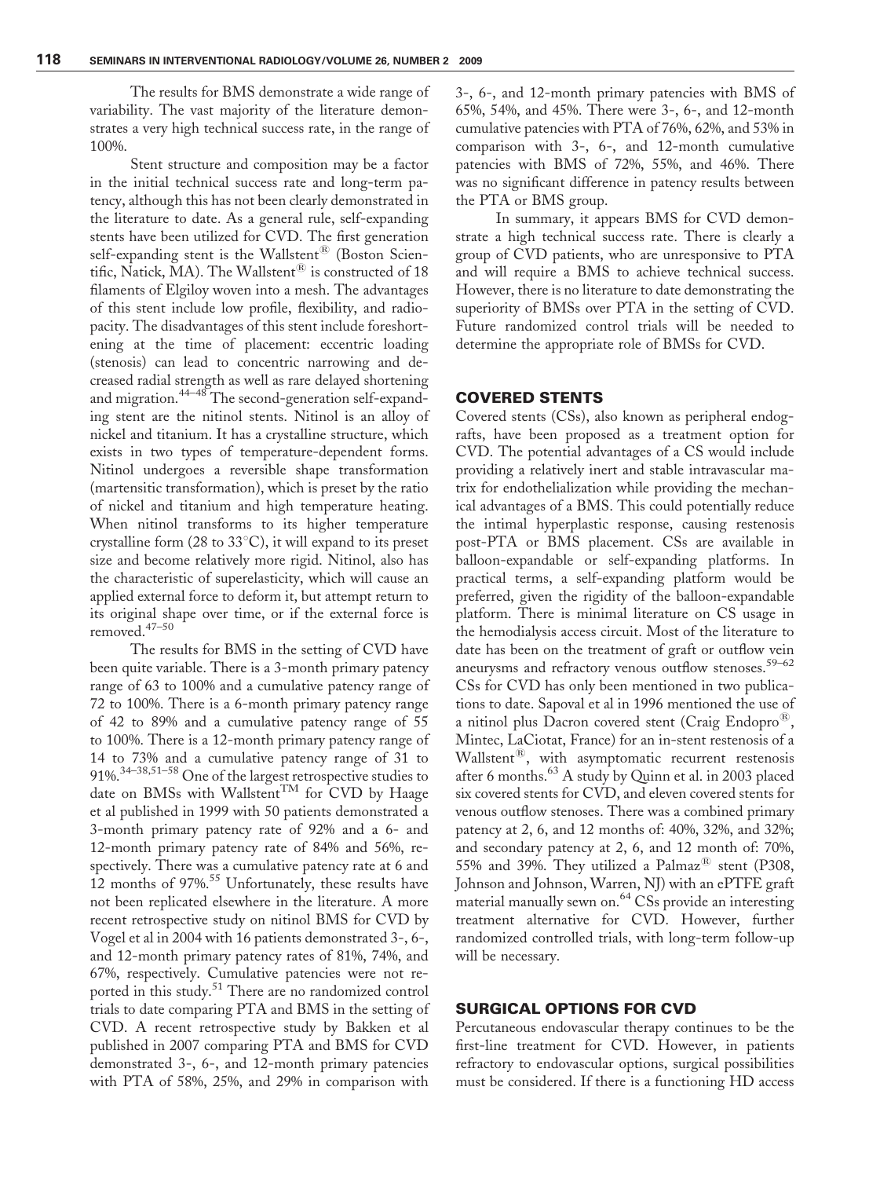The results for BMS demonstrate a wide range of variability. The vast majority of the literature demonstrates a very high technical success rate, in the range of 100%.

Stent structure and composition may be a factor in the initial technical success rate and long-term patency, although this has not been clearly demonstrated in the literature to date. As a general rule, self-expanding stents have been utilized for CVD. The first generation self-expanding stent is the Wallstent® (Boston Scientific, Natick, MA). The Wallstent® is constructed of 18 filaments of Elgiloy woven into a mesh. The advantages of this stent include low profile, flexibility, and radiopacity. The disadvantages of this stent include foreshortening at the time of placement: eccentric loading (stenosis) can lead to concentric narrowing and decreased radial strength as well as rare delayed shortening and migration.[44–48] The second-generation self-expanding stent are the nitinol stents. Nitinol is an alloy of nickel and titanium. It has a crystalline structure, which exists in two types of temperature-dependent forms. Nitinol undergoes a reversible shape transformation (martensitic transformation), which is preset by the ratio of nickel and titanium and high temperature heating. When nitinol transforms to its higher temperature crystalline form (28 to 33°C), it will expand to its preset size and become relatively more rigid. Nitinol, also has the characteristic of superelasticity, which will cause an applied external force to deform it, but attempt return to its original shape over time, or if the external force is removed.[47–50]

The results for BMS in the setting of CVD have been quite variable. There is a 3-month primary patency range of 63 to 100% and a cumulative patency range of 72 to 100%. There is a 6-month primary patency range of 42 to 89% and a cumulative patency range of 55 to 100%. There is a 12-month primary patency range of 14 to 73% and a cumulative patency range of 31 to 91%.[34–38,51–58] One of the largest retrospective studies to date on BMSs with Wallstent™ for CVD by Haage et al published in 1999 with 50 patients demonstrated a 3-month primary patency rate of 92% and a 6- and 12-month primary patency rate of 84% and 56%, respectively. There was a cumulative patency rate at 6 and 12 months of 97%.[55] Unfortunately, these results have not been replicated elsewhere in the literature. A more recent retrospective study on nitinol BMS for CVD by Vogel et al in 2004 with 16 patients demonstrated 3-, 6-, and 12-month primary patency rates of 81%, 74%, and 67%, respectively. Cumulative patencies were not reported in this study.[51] There are no randomized control trials to date comparing PTA and BMS in the setting of CVD. A recent retrospective study by Bakken et al published in 2007 comparing PTA and BMS for CVD demonstrated 3-, 6-, and 12-month primary patencies with PTA of 58%, 25%, and 29% in comparison with 3-, 6-, and 12-month primary patencies with BMS of 65%, 54%, and 45%. There were 3-, 6-, and 12-month cumulative patencies with PTA of 76%, 62%, and 53% in comparison with 3-, 6-, and 12-month cumulative patencies with BMS of 72%, 55%, and 46%. There was no significant difference in patency results between the PTA or BMS group.

In summary, it appears BMS for CVD demonstrate a high technical success rate. There is clearly a group of CVD patients, who are unresponsive to PTA and will require a BMS to achieve technical success. However, there is no literature to date demonstrating the superiority of BMSs over PTA in the setting of CVD. Future randomized control trials will be needed to determine the appropriate role of BMSs for CVD.

## COVERED STENTS

Covered stents (CSs), also known as peripheral endografts, have been proposed as a treatment option for CVD. The potential advantages of a CS would include providing a relatively inert and stable intravascular matrix for endothelialization while providing the mechanical advantages of a BMS. This could potentially reduce the intimal hyperplastic response, causing restenosis post-PTA or BMS placement. CSs are available in balloon-expandable or self-expanding platforms. In practical terms, a self-expanding platform would be preferred, given the rigidity of the balloon-expandable platform. There is minimal literature on CS usage in the hemodialysis access circuit. Most of the literature to date has been on the treatment of graft or outflow vein aneurysms and refractory venous outflow stenoses.[59–62] CSs for CVD has only been mentioned in two publications to date. Sapoval et al in 1996 mentioned the use of a nitinol plus Dacron covered stent (Craig Endopro®, Mintec, LaCiotat, France) for an in-stent restenosis of a Wallstent®, with asymptomatic recurrent restenosis after 6 months.[63] A study by Quinn et al. in 2003 placed six covered stents for CVD, and eleven covered stents for venous outflow stenoses. There was a combined primary patency at 2, 6, and 12 months of: 40%, 32%, and 32%; and secondary patency at 2, 6, and 12 month of: 70%, 55% and 39%. They utilized a Palmaz® stent (P308, Johnson and Johnson, Warren, NJ) with an ePTFE graft material manually sewn on.[64] CSs provide an interesting treatment alternative for CVD. However, further randomized controlled trials, with long-term follow-up will be necessary.

## SURGICAL OPTIONS FOR CVD

Percutaneous endovascular therapy continues to be the first-line treatment for CVD. However, in patients refractory to endovascular options, surgical possibilities must be considered. If there is a functioning HD access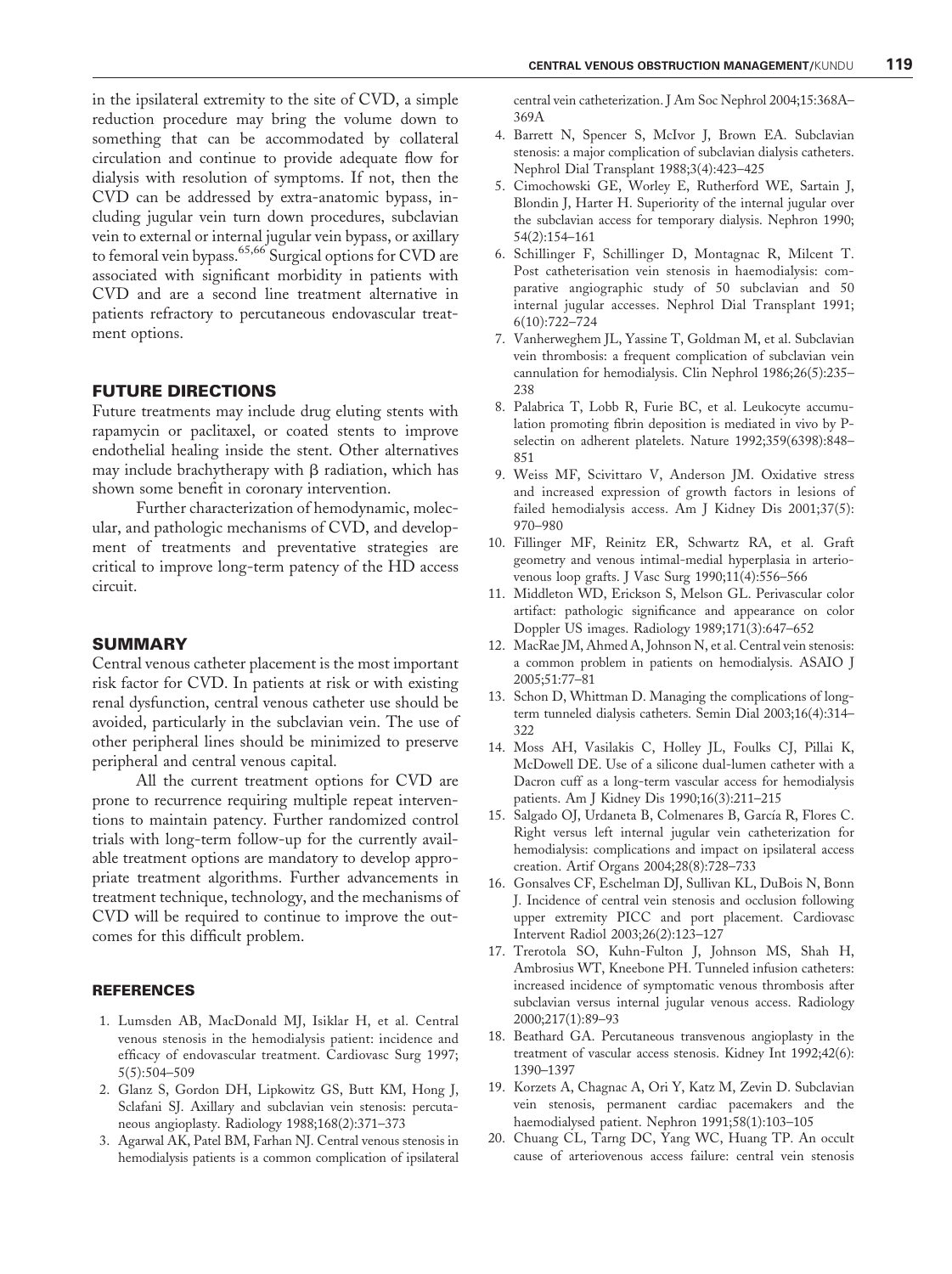in the ipsilateral extremity to the site of CVD, a simple reduction procedure may bring the volume down to something that can be accommodated by collateral circulation and continue to provide adequate flow for dialysis with resolution of symptoms. If not, then the CVD can be addressed by extra-anatomic bypass, including jugular vein turn down procedures, subclavian vein to external or internal jugular vein bypass, or axillary to femoral vein bypass.[65,66] Surgical options for CVD are associated with significant morbidity in patients with CVD and are a second line treatment alternative in patients refractory to percutaneous endovascular treatment options.

## FUTURE DIRECTIONS

Future treatments may include drug eluting stents with rapamycin or paclitaxel, or coated stents to improve endothelial healing inside the stent. Other alternatives may include brachytherapy with $\beta$ radiation, which has shown some benefit in coronary intervention.

Further characterization of hemodynamic, molecular, and pathologic mechanisms of CVD, and development of treatments and preventative strategies are critical to improve long-term patency of the HD access circuit.

## SUMMARY

Central venous catheter placement is the most important risk factor for CVD. In patients at risk or with existing renal dysfunction, central venous catheter use should be avoided, particularly in the subclavian vein. The use of other peripheral lines should be minimized to preserve peripheral and central venous capital.

All the current treatment options for CVD are prone to recurrence requiring multiple repeat interventions to maintain patency. Further randomized control trials with long-term follow-up for the currently available treatment options are mandatory to develop appropriate treatment algorithms. Further advancements in treatment technique, technology, and the mechanisms of CVD will be required to continue to improve the outcomes for this difficult problem.

### REFERENCES

1. Lumsden AB, MacDonald MJ, Isiklar H, et al. Central venous stenosis in the hemodialysis patient: incidence and efficacy of endovascular treatment. Cardiovasc Surg 1997;5(5):504–509
2. Glanz S, Gordon DH, Lipkowitz GS, Butt KM, Hong J, Sclafani SJ. Axillary and subclavian vein stenosis: percutaneous angioplasty. Radiology 1988;168(2):371–373
3. Agarwal AK, Patel BM, Farhan NJ. Central venous stenosis in hemodialysis patients is a common complication of ipsilateral central vein catheterization. J Am Soc Nephrol 2004;15:368A–369A
4. Barrett N, Spencer S, McIvor J, Brown EA. Subclavian stenosis: a major complication of subclavian dialysis catheters. Nephrol Dial Transplant 1988;3(4):423–425
5. Cimochowski GE, Worley E, Rutherford WE, Sartain J, Blondin J, Harter H. Superiority of the internal jugular over the subclavian access for temporary dialysis. Nephron 1990;54(2):154–161
6. Schillinger F, Schillinger D, Montagnac R, Milcent T. Post catheterisation vein stenosis in haemodialysis: comparative angiographic study of 50 subclavian and 50 internal jugular accesses. Nephrol Dial Transplant 1991;6(10):722–724
7. Vanherweghem JL, Yassine T, Goldman M, et al. Subclavian vein thrombosis: a frequent complication of subclavian vein cannulation for hemodialysis. Clin Nephrol 1986;26(5):235–238
8. Palabrica T, Lobb R, Furie BC, et al. Leukocyte accumulation promoting fibrin deposition is mediated in vivo by P-selectin on adherent platelets. Nature 1992;359(6398):848–851
9. Weiss MF, Scivittaro V, Anderson JM. Oxidative stress and increased expression of growth factors in lesions of failed hemodialysis access. Am J Kidney Dis 2001;37(5):970–980
10. Fillinger MF, Reinitz ER, Schwartz RA, et al. Graft geometry and venous intimal-medial hyperplasia in arteriovenous loop grafts. J Vasc Surg 1990;11(4):556–566
11. Middleton WD, Erickson S, Melson GL. Perivascular color artifact: pathologic significance and appearance on color Doppler US images. Radiology 1989;171(3):647–652
12. MacRae JM, Ahmed A, Johnson N, et al. Central vein stenosis: a common problem in patients on hemodialysis. ASAIO J 2005;51:77–81
13. Schon D, Whittman D. Managing the complications of long-term tunneled dialysis catheters. Semin Dial 2003;16(4):314–322
14. Moss AH, Vasilakis C, Holley JL, Foulks CJ, Pillai K, McDowell DE. Use of a silicone dual-lumen catheter with a Dacron cuff as a long-term vascular access for hemodialysis patients. Am J Kidney Dis 1990;16(3):211–215
15. Salgado OJ, Urdaneta B, Colmenares B, García R, Flores C. Right versus left internal jugular vein catheterization for hemodialysis: complications and impact on ipsilateral access creation. Artif Organs 2004;28(8):728–733
16. Gonsalves CF, Eschelman DJ, Sullivan KL, DuBois N, Bonn J. Incidence of central vein stenosis and occlusion following upper extremity PICC and port placement. Cardiovasc Intervent Radiol 2003;26(2):123–127
17. Trerotola SO, Kuhn-Fulton J, Johnson MS, Shah H, Ambrosius WT, Kneebone PH. Tunneled infusion catheters: increased incidence of symptomatic venous thrombosis after subclavian versus internal jugular venous access. Radiology 2000;217(1):89–93
18. Beathard GA. Percutaneous transvenous angioplasty in the treatment of vascular access stenosis. Kidney Int 1992;42(6):1390–1397
19. Korzets A, Chagnac A, Ori Y, Katz M, Zevin D. Subclavian vein stenosis, permanent cardiac pacemakers and the haemodialysed patient. Nephron 1991;58(1):103–105
20. Chuang CL, Tarng DC, Yang WC, Huang TP. An occult cause of arteriovenous access failure: central vein stenosis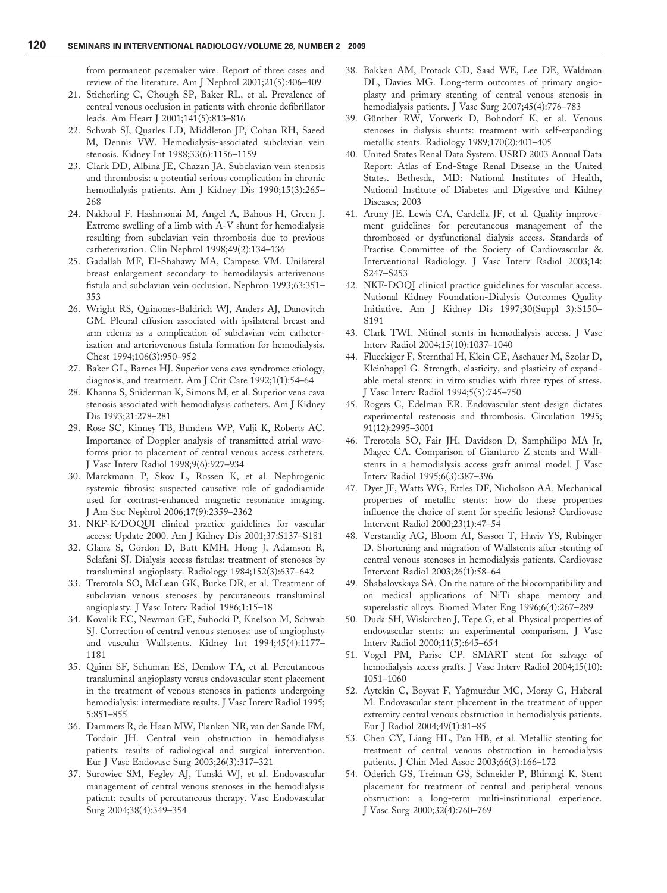from permanent pacemaker wire. Report of three cases and review of the literature. Am J Nephrol 2001;21(5):406–409

21. Sticherling C, Chough SP, Baker RL, et al. Prevalence of central venous occlusion in patients with chronic defibrillator leads. Am Heart J 2001;141(5):813–816
22. Schwab SJ, Quarles LD, Middleton JP, Cohan RH, Saeed M, Dennis VW. Hemodialysis-associated subclavian vein stenosis. Kidney Int 1988;33(6):1156–1159
23. Clark DD, Albina JE, Chazan JA. Subclavian vein stenosis and thrombosis: a potential serious complication in chronic hemodialysis patients. Am J Kidney Dis 1990;15(3):265–268
24. Nakhoul F, Hashmonai M, Angel A, Bahous H, Green J. Extreme swelling of a limb with A-V shunt for hemodialysis resulting from subclavian vein thrombosis due to previous catheterization. Clin Nephrol 1998;49(2):134–136
25. Gadallah MF, El-Shahawy MA, Campese VM. Unilateral breast enlargement secondary to hemodialysis arterivenous fistula and subclavian vein occlusion. Nephron 1993;63:351–353
26. Wright RS, Quinones-Baldrich WJ, Anders AJ, Danovitch GM. Pleural effusion associated with ipsilateral breast and arm edema as a complication of subclavian vein catheterization and arteriovenous fistula formation for hemodialysis. Chest 1994;106(3):950–952
27. Baker GL, Barnes HJ. Superior vena cava syndrome: etiology, diagnosis, and treatment. Am J Crit Care 1992;1(1):54–64
28. Khanna S, Sniderman K, Simons M, et al. Superior vena cava stenosis associated with hemodialysis catheters. Am J Kidney Dis 1993;21:278–281
29. Rose SC, Kinney TB, Bundens WP, Valji K, Roberts AC. Importance of Doppler analysis of transmitted atrial waveforms prior to placement of central venous access catheters. J Vasc Interv Radiol 1998;9(6):927–934
30. Marckmann P, Skov L, Rossen K, et al. Nephrogenic systemic fibrosis: suspected causative role of gadodiamide used for contrast-enhanced magnetic resonance imaging. J Am Soc Nephrol 2006;17(9):2359–2362
31. NKF-K/DOQUI clinical practice guidelines for vascular access: Update 2000. Am J Kidney Dis 2001;37:S137–S181
32. Glanz S, Gordon D, Butt KMH, Hong J, Adamson R, Sclafani SJ. Dialysis access fistulas: treatment of stenoses by transluminal angioplasty. Radiology 1984;152(3):637–642
33. Trerotola SO, McLean GK, Burke DR, et al. Treatment of subclavian venous stenoses by percutaneous transluminal angioplasty. J Vasc Interv Radiol 1986;1:15–18
34. Kovalik EC, Newman GE, Suhocki P, Knelson M, Schwab SJ. Correction of central venous stenoses: use of angioplasty and vascular Wallstents. Kidney Int 1994;45(4):1177–1181
35. Quinn SF, Schuman ES, Demlow TA, et al. Percutaneous transluminal angioplasty versus endovascular stent placement in the treatment of venous stenoses in patients undergoing hemodialysis: intermediate results. J Vasc Interv Radiol 1995;5:851–855
36. Dammers R, de Haan MW, Planken NR, van der Sande FM, Tordoir JH. Central vein obstruction in hemodialysis patients: results of radiological and surgical intervention. Eur J Vasc Endovasc Surg 2003;26(3):317–321
37. Surowiec SM, Fegley AJ, Tanski WJ, et al. Endovascular management of central venous stenoses in the hemodialysis patient: results of percutaneous therapy. Vasc Endovascular Surg 2004;38(4):349–354
38. Bakken AM, Protack CD, Saad WE, Lee DE, Waldman DL, Davies MG. Long-term outcomes of primary angioplasty and primary stenting of central venous stenosis in hemodialysis patients. J Vasc Surg 2007;45(4):776–783
39. Günther RW, Vorwerk D, Bohndorf K, et al. Venous stenoses in dialysis shunts: treatment with self-expanding metallic stents. Radiology 1989;170(2):401–405
40. United States Renal Data System. USRD 2003 Annual Data Report: Atlas of End-Stage Renal Disease in the United States. Bethesda, MD: National Institutes of Health, National Institute of Diabetes and Digestive and Kidney Diseases; 2003
41. Aruny JE, Lewis CA, Cardella JF, et al. Quality improvement guidelines for percutaneous management of the thrombosed or dysfunctional dialysis access. Standards of Practise Committee of the Society of Cardiovascular & Interventional Radiology. J Vasc Interv Radiol 2003;14:S247–S253
42. NKF-DOQI clinical practice guidelines for vascular access. National Kidney Foundation-Dialysis Outcomes Quality Initiative. Am J Kidney Dis 1997;30(Suppl 3):S150–S191
43. Clark TWI. Nitinol stents in hemodialysis access. J Vasc Interv Radiol 2004;15(10):1037–1040
44. Flueckiger F, Sternthal H, Klein GE, Aschauer M, Szolar D, Kleinhappl G. Strength, elasticity, and plasticity of expandable metal stents: in vitro studies with three types of stress. J Vasc Interv Radiol 1994;5(5):745–750
45. Rogers C, Edelman ER. Endovascular stent design dictates experimental restenosis and thrombosis. Circulation 1995;91(12):2995–3001
46. Trerotola SO, Fair JH, Davidson D, Samphilipo MA Jr, Magee CA. Comparison of Gianturco Z stents and Wallstents in a hemodialysis access graft animal model. J Vasc Interv Radiol 1995;6(3):387–396
47. Dyet JF, Watts WG, Ettles DF, Nicholson AA. Mechanical properties of metallic stents: how do these properties influence the choice of stent for specific lesions? Cardiovasc Intervent Radiol 2000;23(1):47–54
48. Verstandig AG, Bloom AI, Sasson T, Haviv YS, Rubinger D. Shortening and migration of Wallstents after stenting of central venous stenoses in hemodialysis patients. Cardiovasc Intervent Radiol 2003;26(1):58–64
49. Shabalovskaya SA. On the nature of the biocompatibility and on medical applications of NiTi shape memory and superelastic alloys. Biomed Mater Eng 1996;6(4):267–289
50. Duda SH, Wiskirchen J, Tepe G, et al. Physical properties of endovascular stents: an experimental comparison. J Vasc Interv Radiol 2000;11(5):645–654
51. Vogel PM, Parise CP. SMART stent for salvage of hemodialysis access grafts. J Vasc Interv Radiol 2004;15(10):1051–1060
52. Aytekin C, Boyvat F, Yağmurdur MC, Moray G, Haberal M. Endovascular stent placement in the treatment of upper extremity central venous obstruction in hemodialysis patients. Eur J Radiol 2004;49(1):81–85
53. Chen CY, Liang HL, Pan HB, et al. Metallic stenting for treatment of central venous obstruction in hemodialysis patients. J Chin Med Assoc 2003;66(3):166–172
54. Oderich GS, Treiman GS, Schneider P, Bhirangi K. Stent placement for treatment of central and peripheral venous obstruction: a long-term multi-institutional experience. J Vasc Surg 2000;32(4):760–769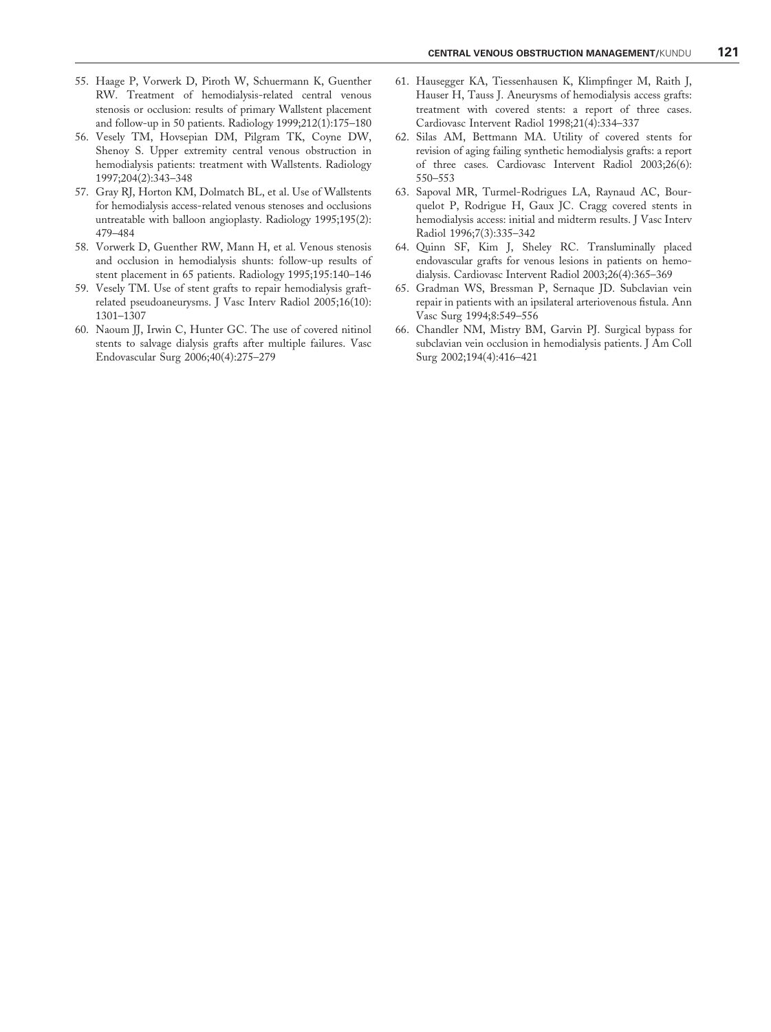55. Haage P, Vorwerk D, Piroth W, Schuermann K, Guenther RW. Treatment of hemodialysis-related central venous stenosis or occlusion: results of primary Wallstent placement and follow-up in 50 patients. Radiology 1999;212(1):175–180
56. Vesely TM, Hovsepian DM, Pilgram TK, Coyne DW, Shenoy S. Upper extremity central venous obstruction in hemodialysis patients: treatment with Wallstents. Radiology 1997;204(2):343–348
57. Gray RJ, Horton KM, Dolmatch BL, et al. Use of Wallstents for hemodialysis access-related venous stenoses and occlusions untreatable with balloon angioplasty. Radiology 1995;195(2): 479–484
58. Vorwerk D, Guenther RW, Mann H, et al. Venous stenosis and occlusion in hemodialysis shunts: follow-up results of stent placement in 65 patients. Radiology 1995;195:140–146
59. Vesely TM. Use of stent grafts to repair hemodialysis graft-related pseudoaneurysms. J Vasc Interv Radiol 2005;16(10): 1301–1307
60. Naoum JJ, Irwin C, Hunter GC. The use of covered nitinol stents to salvage dialysis grafts after multiple failures. Vasc Endovascular Surg 2006;40(4):275–279
61. Hausegger KA, Tiessenhausen K, Klimpfinger M, Raith J, Hauser H, Tauss J. Aneurysms of hemodialysis access grafts: treatment with covered stents: a report of three cases. Cardiovasc Intervent Radiol 1998;21(4):334–337
62. Silas AM, Bettmann MA. Utility of covered stents for revision of aging failing synthetic hemodialysis grafts: a report of three cases. Cardiovasc Intervent Radiol 2003;26(6): 550–553
63. Sapoval MR, Turmel-Rodrigues LA, Raynaud AC, Bourquelot P, Rodrigue H, Gaux JC. Cragg covered stents in hemodialysis access: initial and midterm results. J Vasc Interv Radiol 1996;7(3):335–342
64. Quinn SF, Kim J, Sheley RC. Transluminally placed endovascular grafts for venous lesions in patients on hemodialysis. Cardiovasc Intervent Radiol 2003;26(4):365–369
65. Gradman WS, Bressman P, Sernaque JD. Subclavian vein repair in patients with an ipsilateral arteriovenous fistula. Ann Vasc Surg 1994;8:549–556
66. Chandler NM, Mistry BM, Garvin PJ. Surgical bypass for subclavian vein occlusion in hemodialysis patients. J Am Coll Surg 2002;194(4):416–421